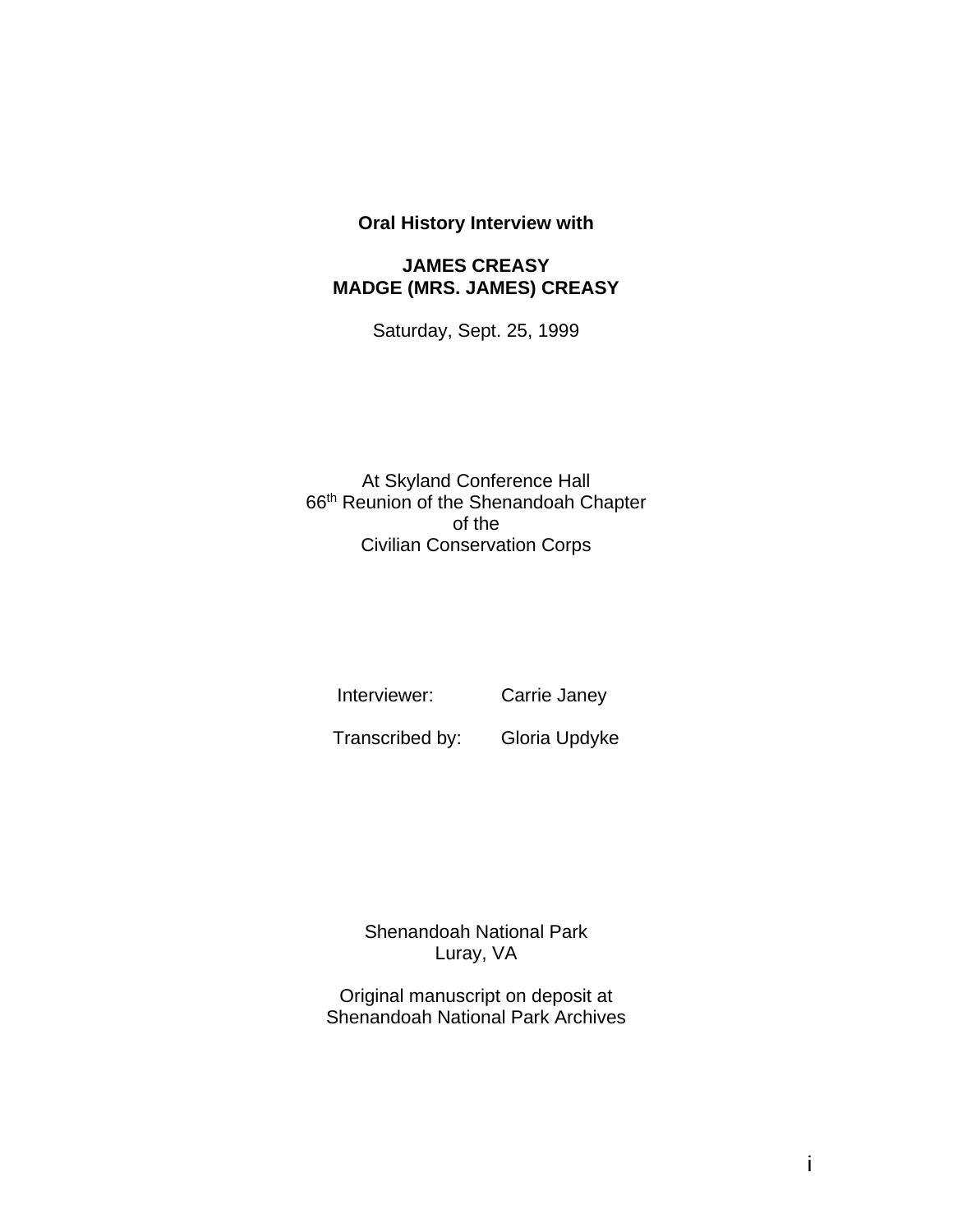**Oral History Interview with**

**JAMES CREASY**
**MADGE (MRS. JAMES) CREASY**

Saturday, Sept. 25, 1999

At Skyland Conference Hall
66th Reunion of the Shenandoah Chapter
of the
Civilian Conservation Corps

Interviewer: Carrie Janey

Transcribed by: Gloria Updyke

Shenandoah National Park
Luray, VA

Original manuscript on deposit at
Shenandoah National Park Archives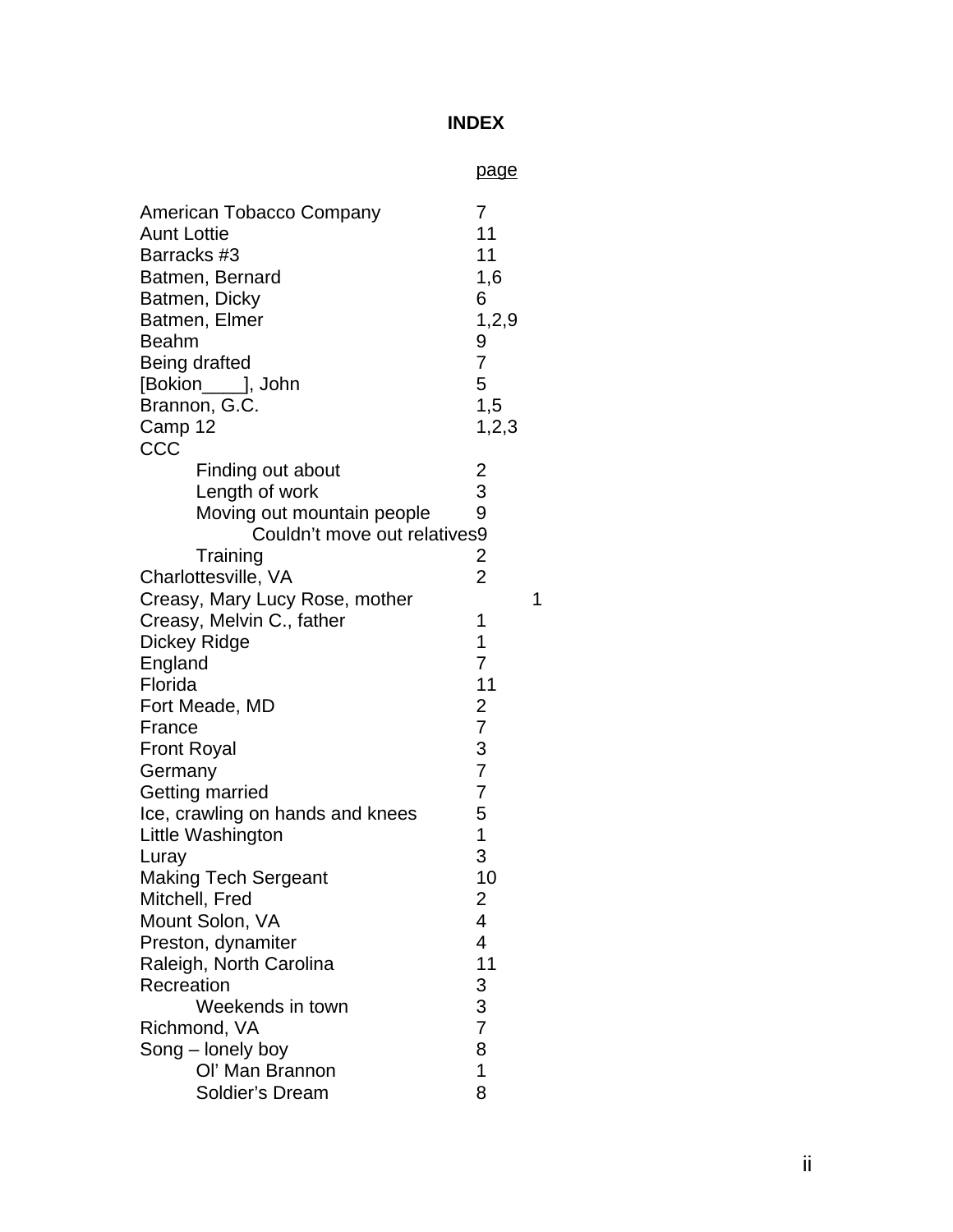# INDEX

| | page |
|---|---|
| American Tobacco Company | 7 |
| Aunt Lottie | 11 |
| Barracks #3 | 11 |
| Batmen, Bernard | 1,6 |
| Batmen, Dicky | 6 |
| Batmen, Elmer | 1,2,9 |
| Beahm | 9 |
| Being drafted | 7 |
| [Bokion____], John | 5 |
| Brannon, G.C. | 1,5 |
| Camp 12 | 1,2,3 |
| CCC | |
| Finding out about | 2 |
| Length of work | 3 |
| Moving out mountain people | 9 |
| Couldn't move out relatives | 9 |
| Training | 2 |
| Charlottesville, VA | 2 |
| Creasy, Mary Lucy Rose, mother | 1 |
| Creasy, Melvin C., father | 1 |
| Dickey Ridge | 1 |
| England | 7 |
| Florida | 11 |
| Fort Meade, MD | 2 |
| France | 7 |
| Front Royal | 3 |
| Germany | 7 |
| Getting married | 7 |
| Ice, crawling on hands and knees | 5 |
| Little Washington | 1 |
| Luray | 3 |
| Making Tech Sergeant | 10 |
| Mitchell, Fred | 2 |
| Mount Solon, VA | 4 |
| Preston, dynamiter | 4 |
| Raleigh, North Carolina | 11 |
| Recreation | 3 |
| Weekends in town | 3 |
| Richmond, VA | 7 |
| Song – lonely boy | 8 |
| Ol' Man Brannon | 1 |
| Soldier's Dream | 8 |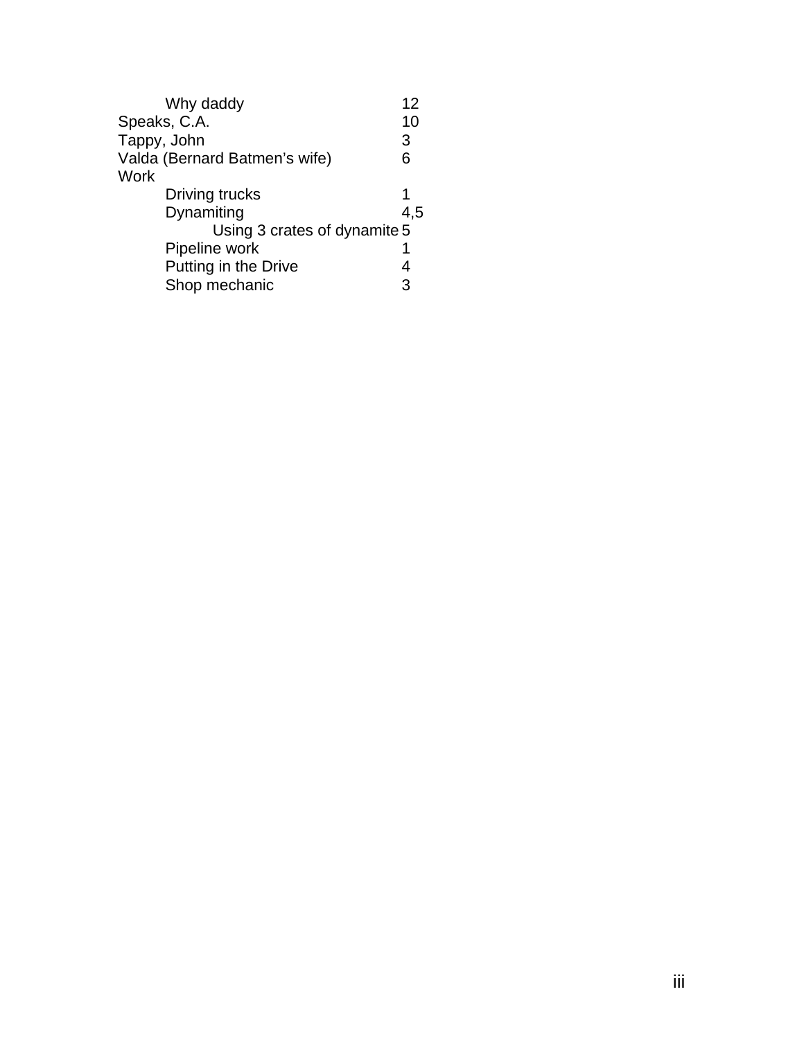- Why daddy 12

Speaks, C.A. 10

Tappy, John 3

Valda (Bernard Batmen's wife) 6

Work

- Driving trucks 1
- Dynamiting 4,5
  - Using 3 crates of dynamite 5
- Pipeline work 1
- Putting in the Drive 4
- Shop mechanic 3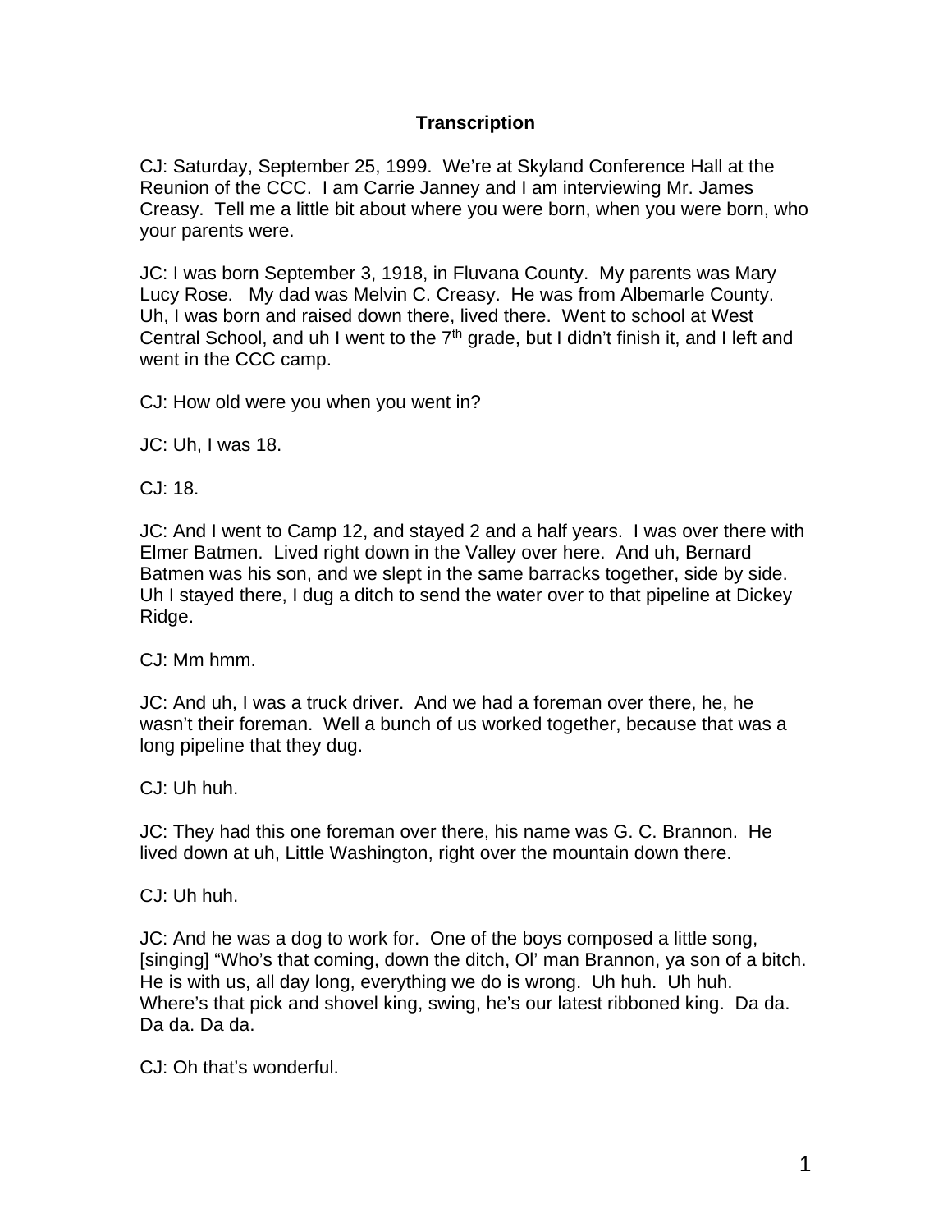**Transcription**

CJ: Saturday, September 25, 1999. We're at Skyland Conference Hall at the Reunion of the CCC. I am Carrie Janney and I am interviewing Mr. James Creasy. Tell me a little bit about where you were born, when you were born, who your parents were.

JC: I was born September 3, 1918, in Fluvana County. My parents was Mary Lucy Rose. My dad was Melvin C. Creasy. He was from Albemarle County. Uh, I was born and raised down there, lived there. Went to school at West Central School, and uh I went to the 7th grade, but I didn't finish it, and I left and went in the CCC camp.

CJ: How old were you when you went in?

JC: Uh, I was 18.

CJ: 18.

JC: And I went to Camp 12, and stayed 2 and a half years. I was over there with Elmer Batmen. Lived right down in the Valley over here. And uh, Bernard Batmen was his son, and we slept in the same barracks together, side by side. Uh I stayed there, I dug a ditch to send the water over to that pipeline at Dickey Ridge.

CJ: Mm hmm.

JC: And uh, I was a truck driver. And we had a foreman over there, he, he wasn't their foreman. Well a bunch of us worked together, because that was a long pipeline that they dug.

CJ: Uh huh.

JC: They had this one foreman over there, his name was G. C. Brannon. He lived down at uh, Little Washington, right over the mountain down there.

CJ: Uh huh.

JC: And he was a dog to work for. One of the boys composed a little song, [singing] "Who's that coming, down the ditch, Ol' man Brannon, ya son of a bitch. He is with us, all day long, everything we do is wrong. Uh huh. Uh huh. Where's that pick and shovel king, swing, he's our latest ribboned king. Da da. Da da. Da da.

CJ: Oh that's wonderful.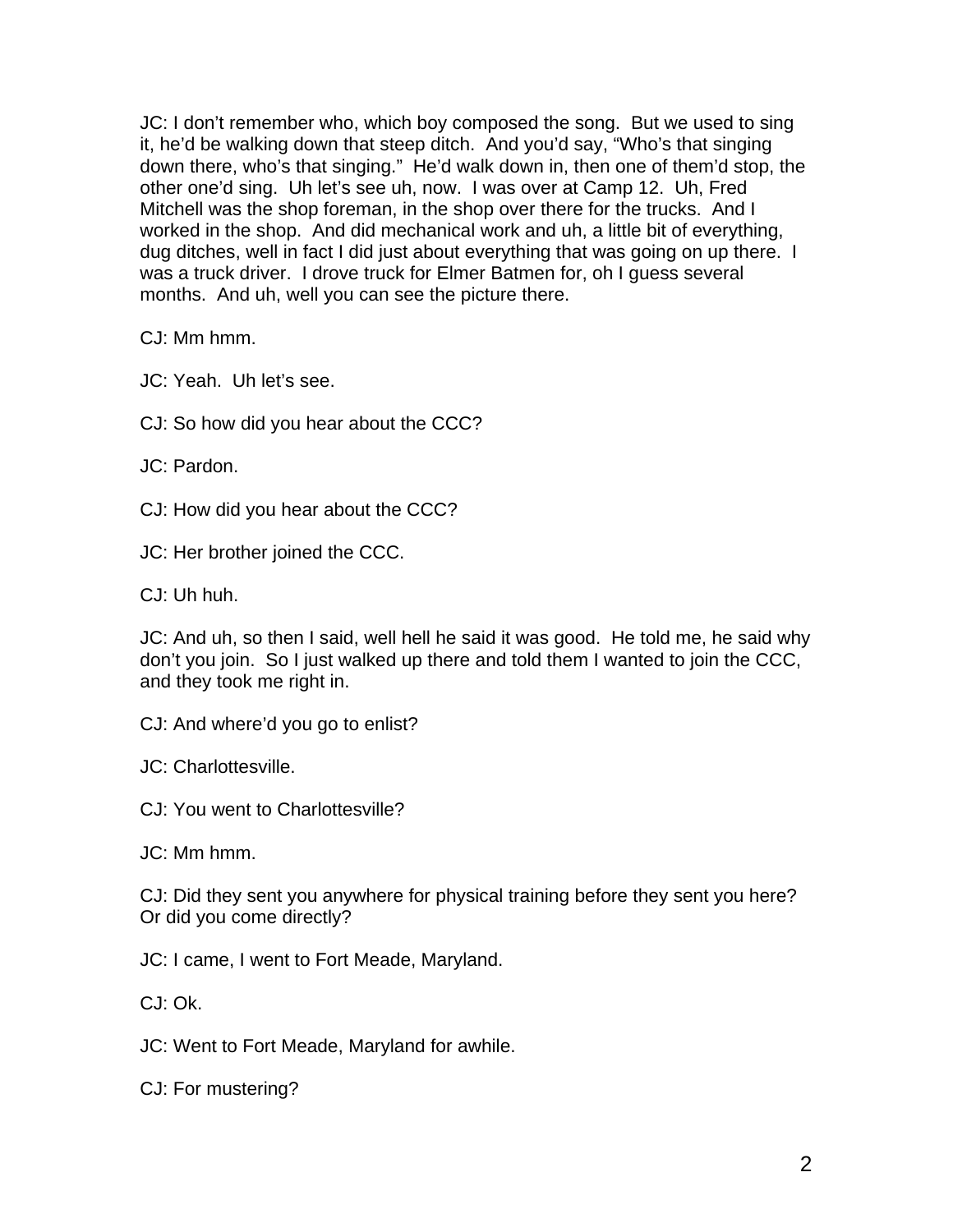JC: I don't remember who, which boy composed the song. But we used to sing it, he'd be walking down that steep ditch. And you'd say, "Who's that singing down there, who's that singing." He'd walk down in, then one of them'd stop, the other one'd sing. Uh let's see uh, now. I was over at Camp 12. Uh, Fred Mitchell was the shop foreman, in the shop over there for the trucks. And I worked in the shop. And did mechanical work and uh, a little bit of everything, dug ditches, well in fact I did just about everything that was going on up there. I was a truck driver. I drove truck for Elmer Batmen for, oh I guess several months. And uh, well you can see the picture there.

CJ: Mm hmm.

JC: Yeah. Uh let's see.

CJ: So how did you hear about the CCC?

JC: Pardon.

CJ: How did you hear about the CCC?

JC: Her brother joined the CCC.

CJ: Uh huh.

JC: And uh, so then I said, well hell he said it was good. He told me, he said why don't you join. So I just walked up there and told them I wanted to join the CCC, and they took me right in.

CJ: And where'd you go to enlist?

JC: Charlottesville.

CJ: You went to Charlottesville?

JC: Mm hmm.

CJ: Did they sent you anywhere for physical training before they sent you here? Or did you come directly?

JC: I came, I went to Fort Meade, Maryland.

CJ: Ok.

JC: Went to Fort Meade, Maryland for awhile.

CJ: For mustering?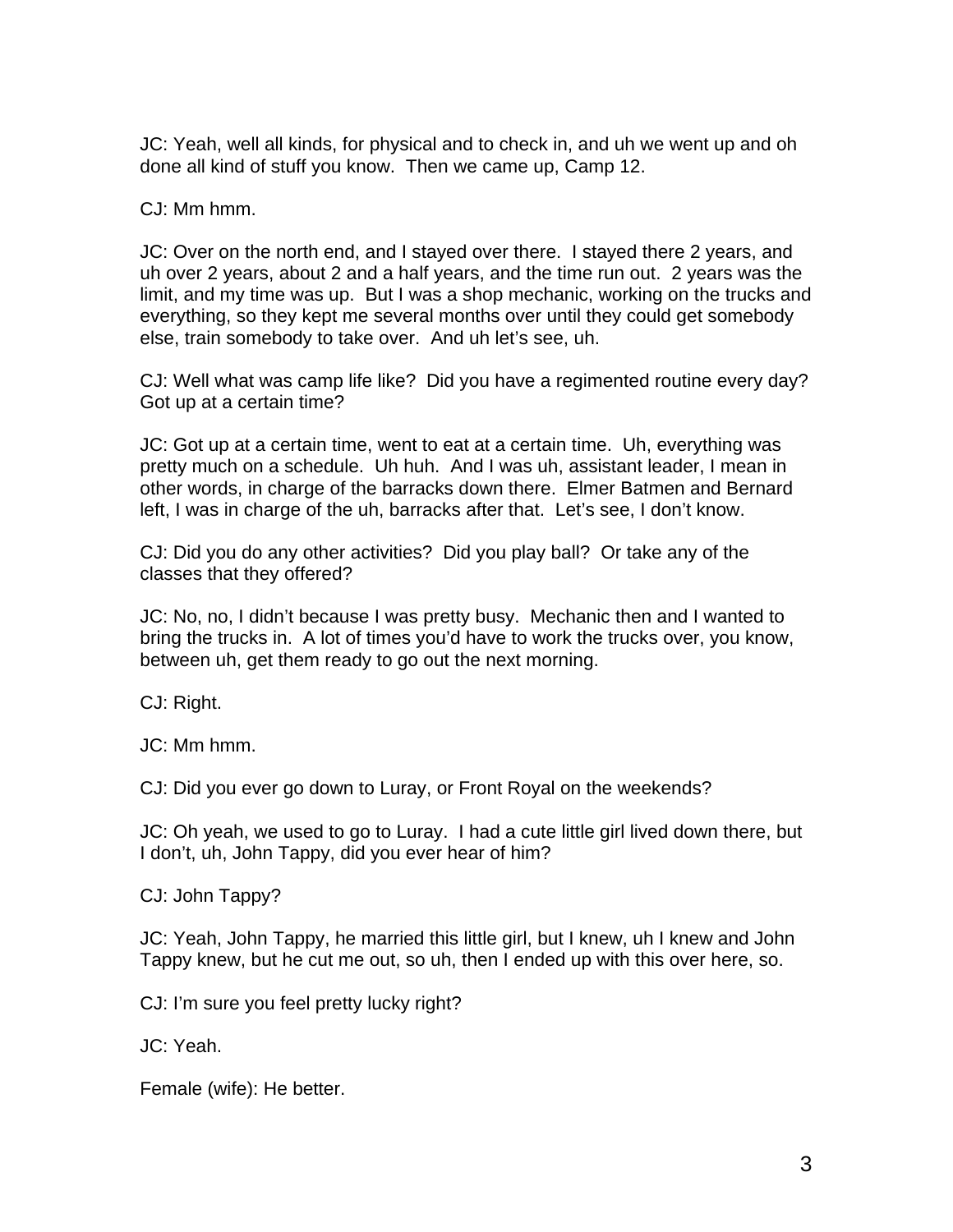JC: Yeah, well all kinds, for physical and to check in, and uh we went up and oh done all kind of stuff you know. Then we came up, Camp 12.

CJ: Mm hmm.

JC: Over on the north end, and I stayed over there. I stayed there 2 years, and uh over 2 years, about 2 and a half years, and the time run out. 2 years was the limit, and my time was up. But I was a shop mechanic, working on the trucks and everything, so they kept me several months over until they could get somebody else, train somebody to take over. And uh let's see, uh.

CJ: Well what was camp life like? Did you have a regimented routine every day? Got up at a certain time?

JC: Got up at a certain time, went to eat at a certain time. Uh, everything was pretty much on a schedule. Uh huh. And I was uh, assistant leader, I mean in other words, in charge of the barracks down there. Elmer Batmen and Bernard left, I was in charge of the uh, barracks after that. Let's see, I don't know.

CJ: Did you do any other activities? Did you play ball? Or take any of the classes that they offered?

JC: No, no, I didn't because I was pretty busy. Mechanic then and I wanted to bring the trucks in. A lot of times you'd have to work the trucks over, you know, between uh, get them ready to go out the next morning.

CJ: Right.

JC: Mm hmm.

CJ: Did you ever go down to Luray, or Front Royal on the weekends?

JC: Oh yeah, we used to go to Luray. I had a cute little girl lived down there, but I don't, uh, John Tappy, did you ever hear of him?

CJ: John Tappy?

JC: Yeah, John Tappy, he married this little girl, but I knew, uh I knew and John Tappy knew, but he cut me out, so uh, then I ended up with this over here, so.

CJ: I'm sure you feel pretty lucky right?

JC: Yeah.

Female (wife): He better.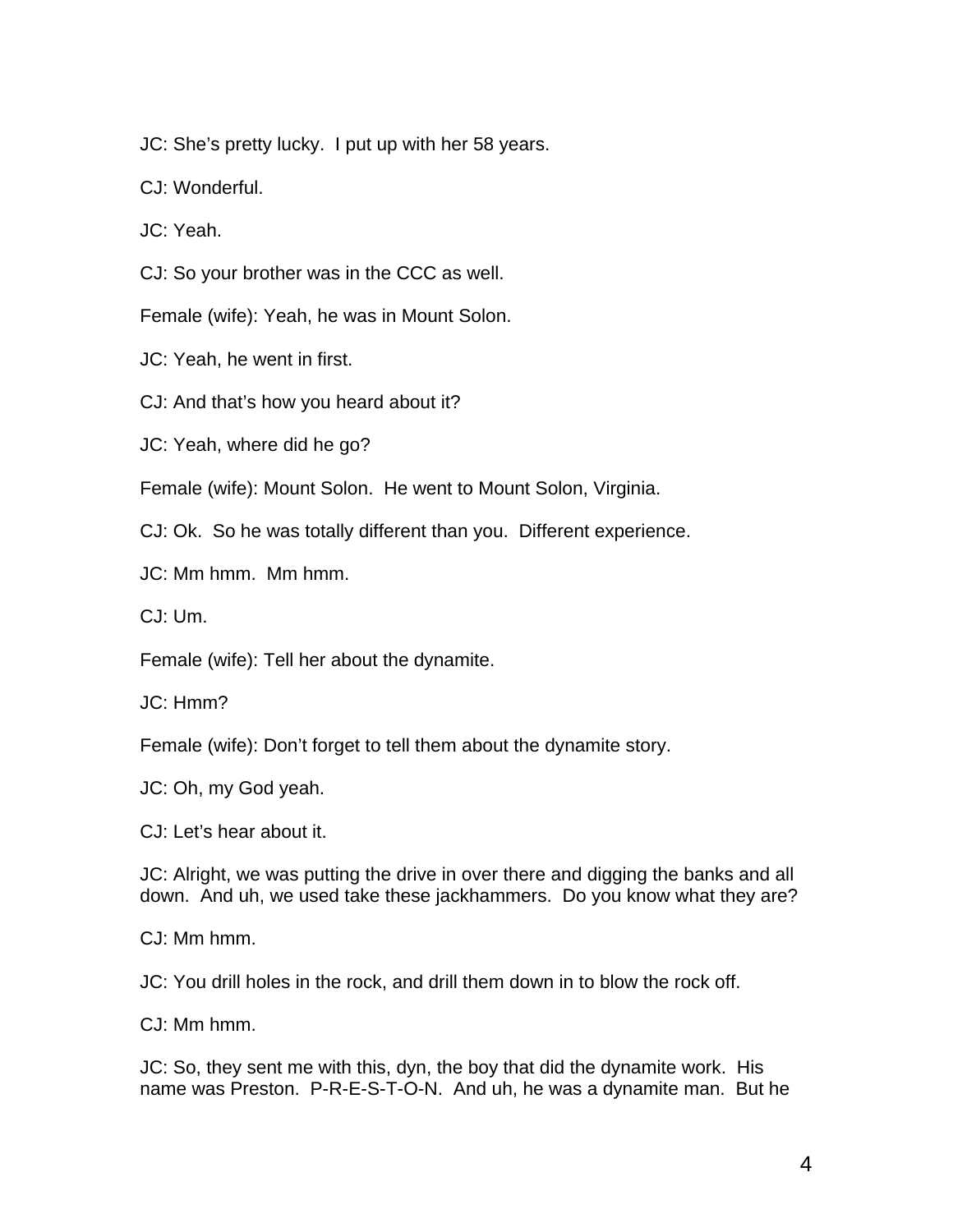JC: She's pretty lucky. I put up with her 58 years.

CJ: Wonderful.

JC: Yeah.

CJ: So your brother was in the CCC as well.

Female (wife): Yeah, he was in Mount Solon.

JC: Yeah, he went in first.

CJ: And that's how you heard about it?

JC: Yeah, where did he go?

Female (wife): Mount Solon. He went to Mount Solon, Virginia.

CJ: Ok. So he was totally different than you. Different experience.

JC: Mm hmm. Mm hmm.

CJ: Um.

Female (wife): Tell her about the dynamite.

JC: Hmm?

Female (wife): Don't forget to tell them about the dynamite story.

JC: Oh, my God yeah.

CJ: Let's hear about it.

JC: Alright, we was putting the drive in over there and digging the banks and all down. And uh, we used take these jackhammers. Do you know what they are?

CJ: Mm hmm.

JC: You drill holes in the rock, and drill them down in to blow the rock off.

CJ: Mm hmm.

JC: So, they sent me with this, dyn, the boy that did the dynamite work. His name was Preston. P-R-E-S-T-O-N. And uh, he was a dynamite man. But he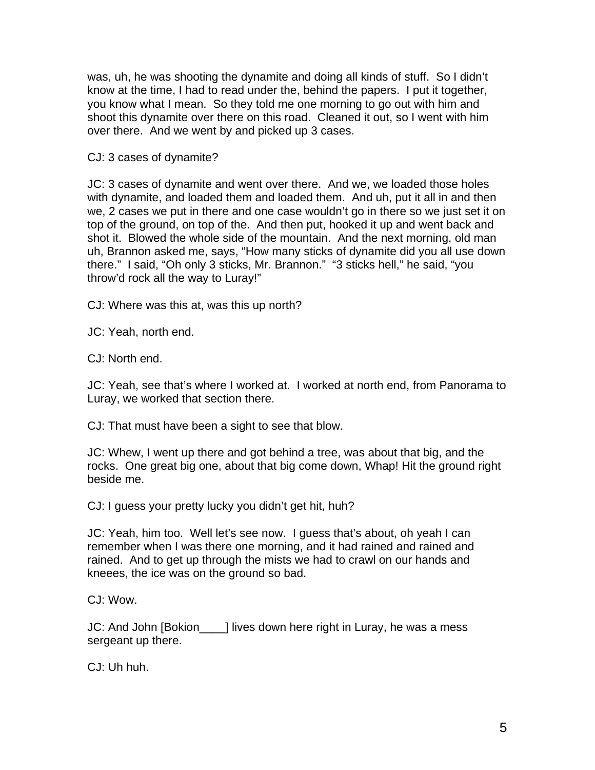was, uh, he was shooting the dynamite and doing all kinds of stuff. So I didn't know at the time, I had to read under the, behind the papers. I put it together, you know what I mean. So they told me one morning to go out with him and shoot this dynamite over there on this road. Cleaned it out, so I went with him over there. And we went by and picked up 3 cases.

CJ: 3 cases of dynamite?

JC: 3 cases of dynamite and went over there. And we, we loaded those holes with dynamite, and loaded them and loaded them. And uh, put it all in and then we, 2 cases we put in there and one case wouldn't go in there so we just set it on top of the ground, on top of the. And then put, hooked it up and went back and shot it. Blowed the whole side of the mountain. And the next morning, old man uh, Brannon asked me, says, "How many sticks of dynamite did you all use down there." I said, "Oh only 3 sticks, Mr. Brannon." "3 sticks hell," he said, "you throw'd rock all the way to Luray!"

CJ: Where was this at, was this up north?

JC: Yeah, north end.

CJ: North end.

JC: Yeah, see that's where I worked at. I worked at north end, from Panorama to Luray, we worked that section there.

CJ: That must have been a sight to see that blow.

JC: Whew, I went up there and got behind a tree, was about that big, and the rocks. One great big one, about that big come down, Whap! Hit the ground right beside me.

CJ: I guess your pretty lucky you didn't get hit, huh?

JC: Yeah, him too. Well let's see now. I guess that's about, oh yeah I can remember when I was there one morning, and it had rained and rained and rained. And to get up through the mists we had to crawl on our hands and kneees, the ice was on the ground so bad.

CJ: Wow.

JC: And John [Bokion____] lives down here right in Luray, he was a mess sergeant up there.

CJ: Uh huh.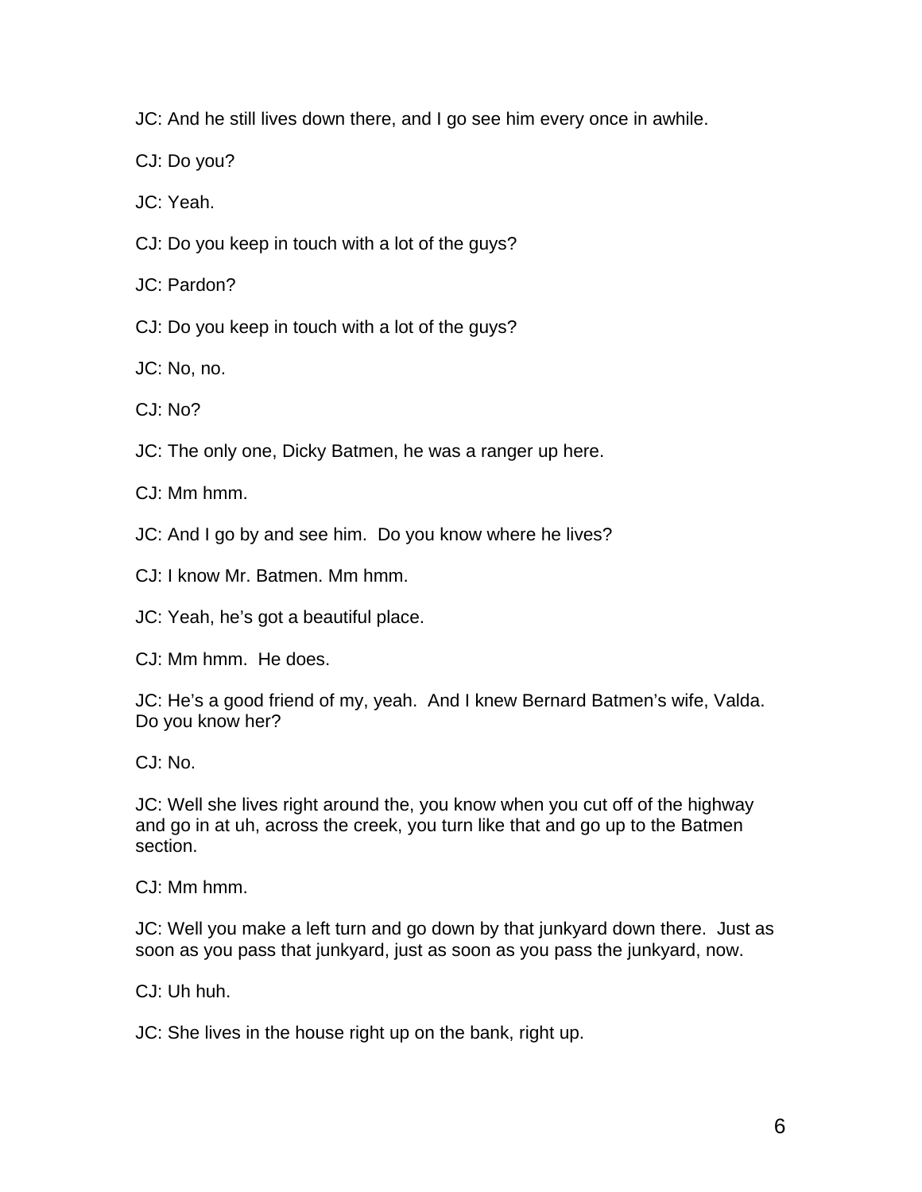JC: And he still lives down there, and I go see him every once in awhile.

CJ: Do you?

JC: Yeah.

CJ: Do you keep in touch with a lot of the guys?

JC: Pardon?

CJ: Do you keep in touch with a lot of the guys?

JC: No, no.

CJ: No?

JC: The only one, Dicky Batmen, he was a ranger up here.

CJ: Mm hmm.

JC: And I go by and see him. Do you know where he lives?

CJ: I know Mr. Batmen. Mm hmm.

JC: Yeah, he's got a beautiful place.

CJ: Mm hmm. He does.

JC: He's a good friend of my, yeah. And I knew Bernard Batmen's wife, Valda. Do you know her?

CJ: No.

JC: Well she lives right around the, you know when you cut off of the highway and go in at uh, across the creek, you turn like that and go up to the Batmen section.

CJ: Mm hmm.

JC: Well you make a left turn and go down by that junkyard down there. Just as soon as you pass that junkyard, just as soon as you pass the junkyard, now.

CJ: Uh huh.

JC: She lives in the house right up on the bank, right up.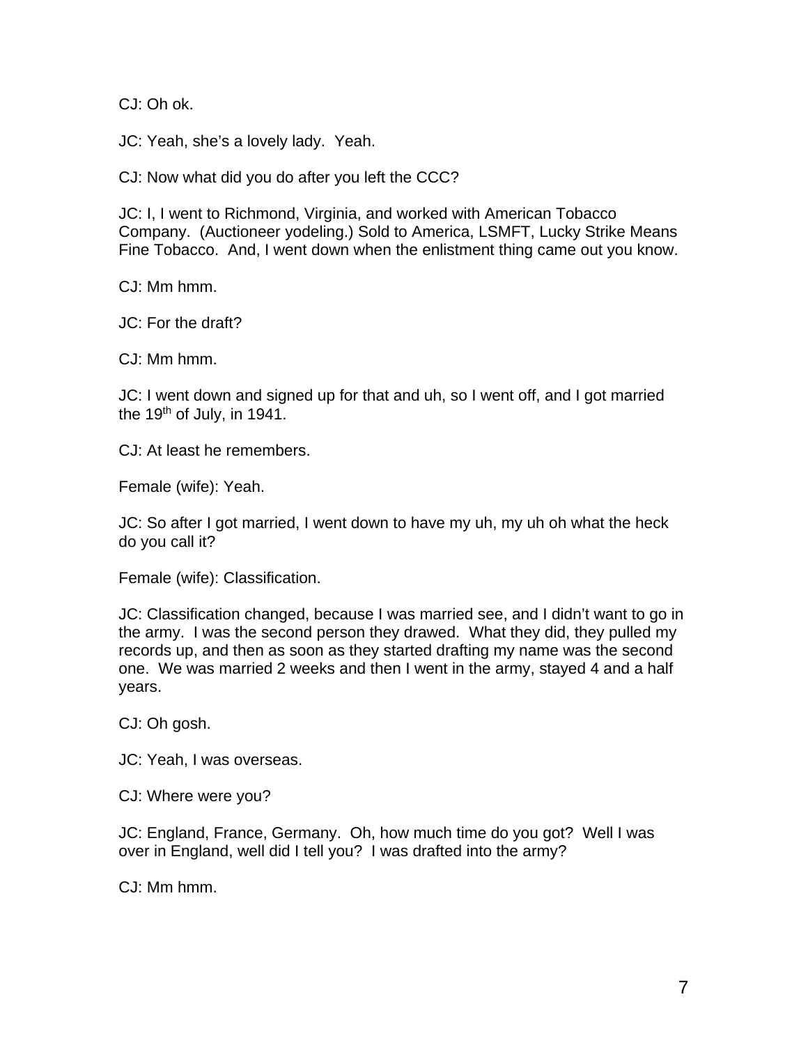CJ: Oh ok.

JC: Yeah, she's a lovely lady. Yeah.

CJ: Now what did you do after you left the CCC?

JC: I, I went to Richmond, Virginia, and worked with American Tobacco Company. (Auctioneer yodeling.) Sold to America, LSMFT, Lucky Strike Means Fine Tobacco. And, I went down when the enlistment thing came out you know.

CJ: Mm hmm.

JC: For the draft?

CJ: Mm hmm.

JC: I went down and signed up for that and uh, so I went off, and I got married the 19th of July, in 1941.

CJ: At least he remembers.

Female (wife): Yeah.

JC: So after I got married, I went down to have my uh, my uh oh what the heck do you call it?

Female (wife): Classification.

JC: Classification changed, because I was married see, and I didn't want to go in the army. I was the second person they drawed. What they did, they pulled my records up, and then as soon as they started drafting my name was the second one. We was married 2 weeks and then I went in the army, stayed 4 and a half years.

CJ: Oh gosh.

JC: Yeah, I was overseas.

CJ: Where were you?

JC: England, France, Germany. Oh, how much time do you got? Well I was over in England, well did I tell you? I was drafted into the army?

CJ: Mm hmm.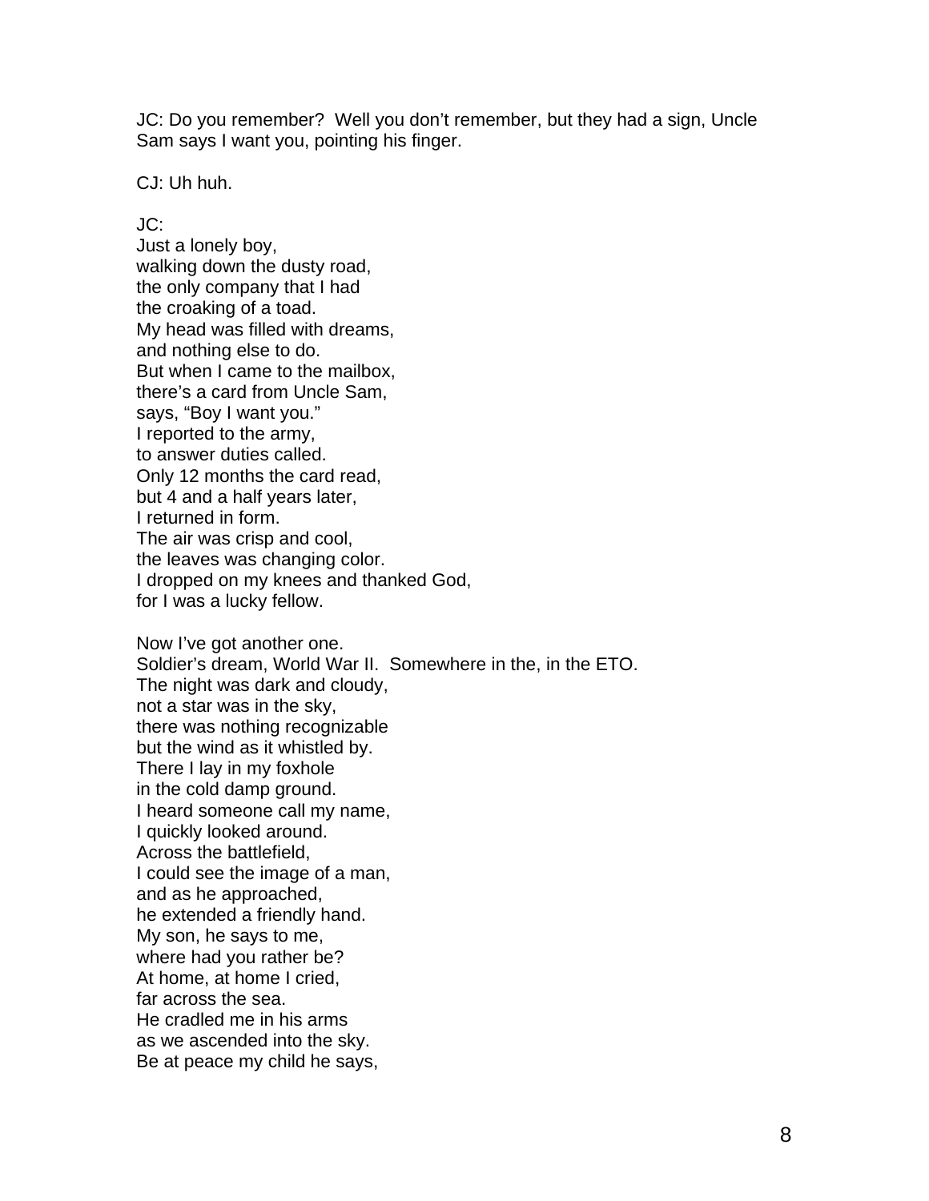JC: Do you remember? Well you don't remember, but they had a sign, Uncle Sam says I want you, pointing his finger.

CJ: Uh huh.

JC:  
Just a lonely boy,  
walking down the dusty road,  
the only company that I had  
the croaking of a toad.  
My head was filled with dreams,  
and nothing else to do.  
But when I came to the mailbox,  
there's a card from Uncle Sam,  
says, "Boy I want you."  
I reported to the army,  
to answer duties called.  
Only 12 months the card read,  
but 4 and a half years later,  
I returned in form.  
The air was crisp and cool,  
the leaves was changing color.  
I dropped on my knees and thanked God,  
for I was a lucky fellow.

Now I've got another one.  
Soldier's dream, World War II. Somewhere in the, in the ETO.  
The night was dark and cloudy,  
not a star was in the sky,  
there was nothing recognizable  
but the wind as it whistled by.  
There I lay in my foxhole  
in the cold damp ground.  
I heard someone call my name,  
I quickly looked around.  
Across the battlefield,  
I could see the image of a man,  
and as he approached,  
he extended a friendly hand.  
My son, he says to me,  
where had you rather be?  
At home, at home I cried,  
far across the sea.  
He cradled me in his arms  
as we ascended into the sky.  
Be at peace my child he says,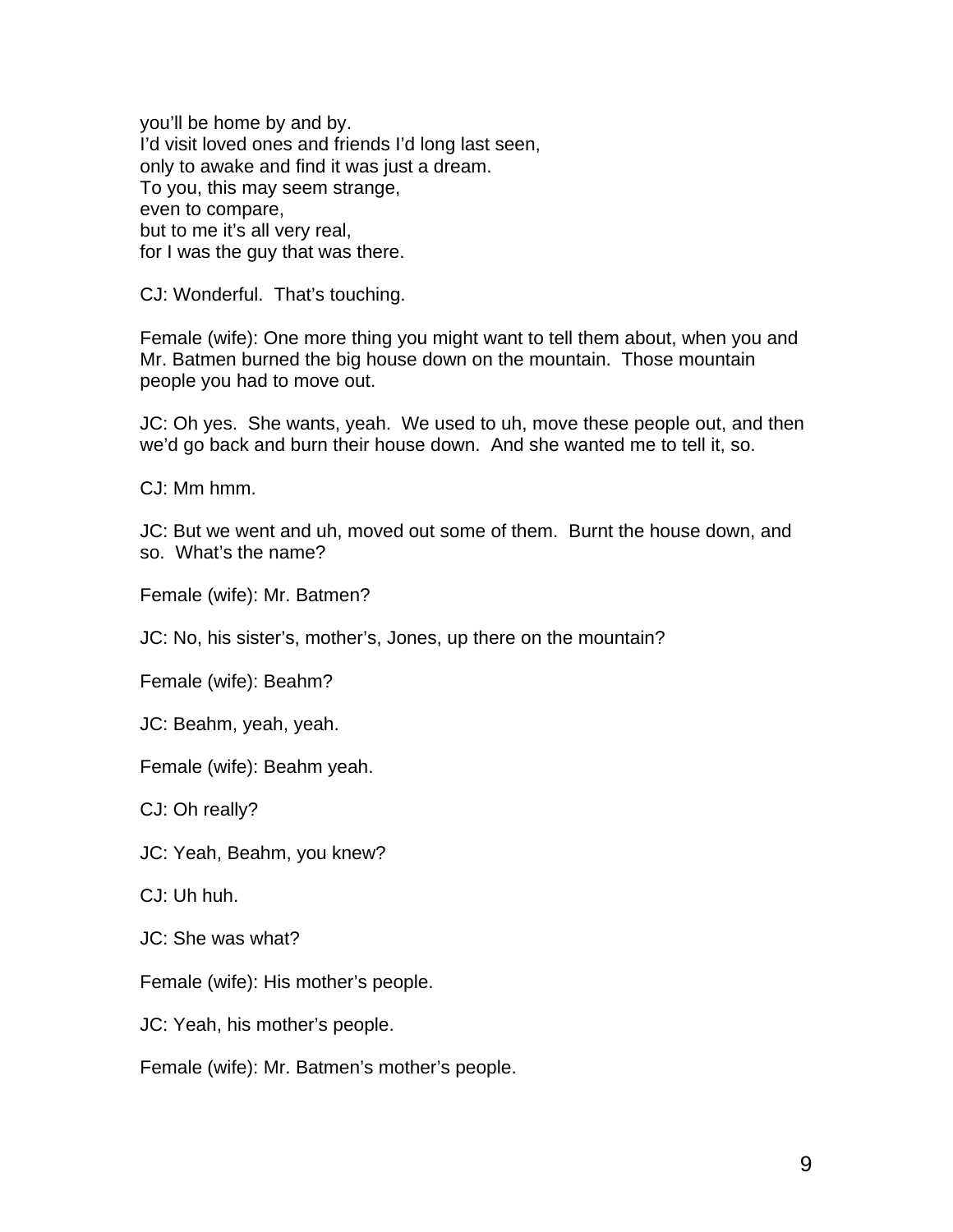you'll be home by and by.
I'd visit loved ones and friends I'd long last seen,
only to awake and find it was just a dream.
To you, this may seem strange,
even to compare,
but to me it's all very real,
for I was the guy that was there.

CJ: Wonderful. That's touching.

Female (wife): One more thing you might want to tell them about, when you and Mr. Batmen burned the big house down on the mountain. Those mountain people you had to move out.

JC: Oh yes. She wants, yeah. We used to uh, move these people out, and then we'd go back and burn their house down. And she wanted me to tell it, so.

CJ: Mm hmm.

JC: But we went and uh, moved out some of them. Burnt the house down, and so. What's the name?

Female (wife): Mr. Batmen?

JC: No, his sister's, mother's, Jones, up there on the mountain?

Female (wife): Beahm?

JC: Beahm, yeah, yeah.

Female (wife): Beahm yeah.

CJ: Oh really?

JC: Yeah, Beahm, you knew?

CJ: Uh huh.

JC: She was what?

Female (wife): His mother's people.

JC: Yeah, his mother's people.

Female (wife): Mr. Batmen's mother's people.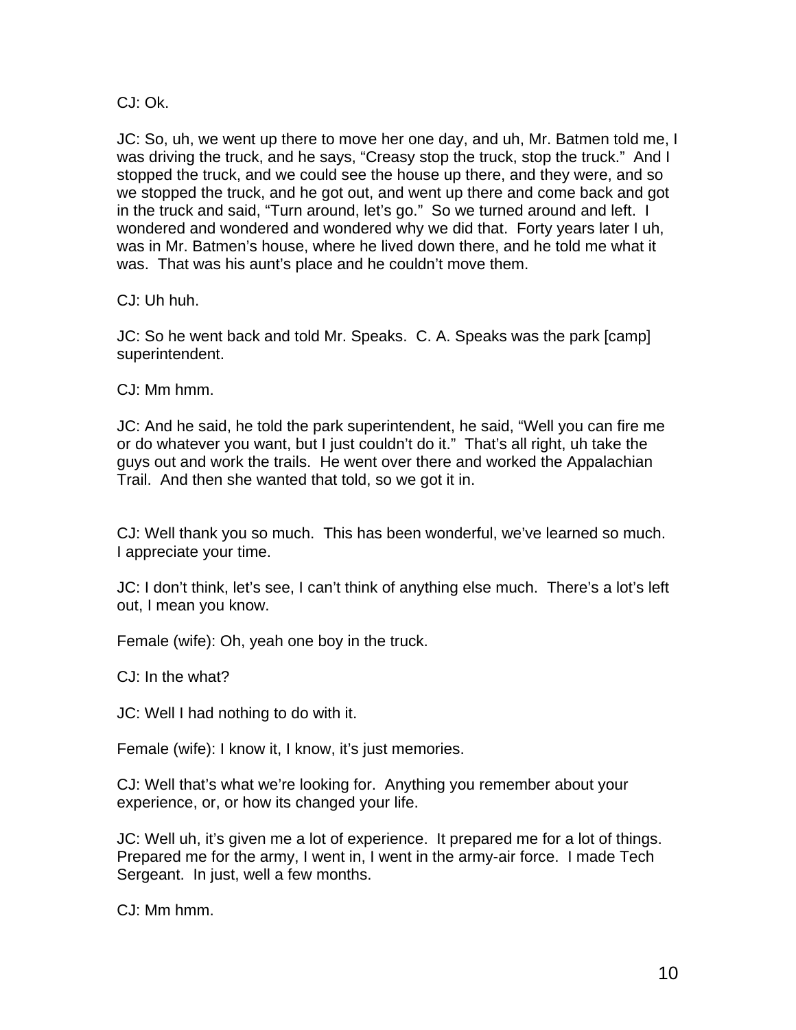CJ: Ok.

JC: So, uh, we went up there to move her one day, and uh, Mr. Batmen told me, I was driving the truck, and he says, “Creasy stop the truck, stop the truck.” And I stopped the truck, and we could see the house up there, and they were, and so we stopped the truck, and he got out, and went up there and come back and got in the truck and said, “Turn around, let’s go.” So we turned around and left. I wondered and wondered and wondered why we did that. Forty years later I uh, was in Mr. Batmen’s house, where he lived down there, and he told me what it was. That was his aunt’s place and he couldn’t move them.

CJ: Uh huh.

JC: So he went back and told Mr. Speaks. C. A. Speaks was the park [camp] superintendent.

CJ: Mm hmm.

JC: And he said, he told the park superintendent, he said, “Well you can fire me or do whatever you want, but I just couldn’t do it.” That’s all right, uh take the guys out and work the trails. He went over there and worked the Appalachian Trail. And then she wanted that told, so we got it in.

CJ: Well thank you so much. This has been wonderful, we’ve learned so much. I appreciate your time.

JC: I don’t think, let’s see, I can’t think of anything else much. There’s a lot’s left out, I mean you know.

Female (wife): Oh, yeah one boy in the truck.

CJ: In the what?

JC: Well I had nothing to do with it.

Female (wife): I know it, I know, it’s just memories.

CJ: Well that’s what we’re looking for. Anything you remember about your experience, or, or how its changed your life.

JC: Well uh, it’s given me a lot of experience. It prepared me for a lot of things. Prepared me for the army, I went in, I went in the army-air force. I made Tech Sergeant. In just, well a few months.

CJ: Mm hmm.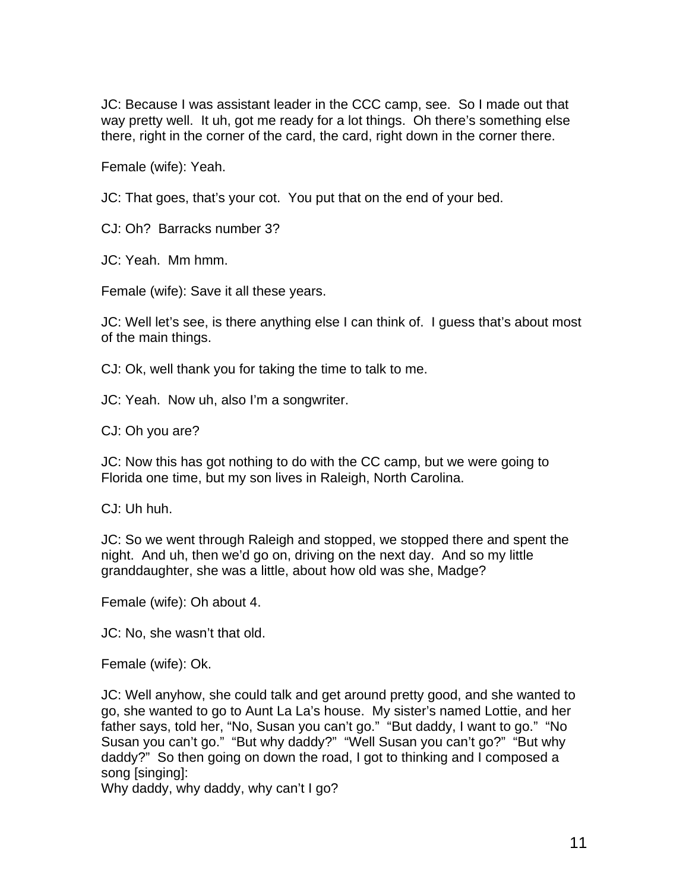JC: Because I was assistant leader in the CCC camp, see. So I made out that way pretty well. It uh, got me ready for a lot things. Oh there's something else there, right in the corner of the card, the card, right down in the corner there.

Female (wife): Yeah.

JC: That goes, that's your cot. You put that on the end of your bed.

CJ: Oh? Barracks number 3?

JC: Yeah. Mm hmm.

Female (wife): Save it all these years.

JC: Well let's see, is there anything else I can think of. I guess that's about most of the main things.

CJ: Ok, well thank you for taking the time to talk to me.

JC: Yeah. Now uh, also I'm a songwriter.

CJ: Oh you are?

JC: Now this has got nothing to do with the CC camp, but we were going to Florida one time, but my son lives in Raleigh, North Carolina.

CJ: Uh huh.

JC: So we went through Raleigh and stopped, we stopped there and spent the night. And uh, then we'd go on, driving on the next day. And so my little granddaughter, she was a little, about how old was she, Madge?

Female (wife): Oh about 4.

JC: No, she wasn't that old.

Female (wife): Ok.

JC: Well anyhow, she could talk and get around pretty good, and she wanted to go, she wanted to go to Aunt La La's house. My sister's named Lottie, and her father says, told her, "No, Susan you can't go." "But daddy, I want to go." "No Susan you can't go." "But why daddy?" "Well Susan you can't go?" "But why daddy?" So then going on down the road, I got to thinking and I composed a song [singing]:
Why daddy, why daddy, why can't I go?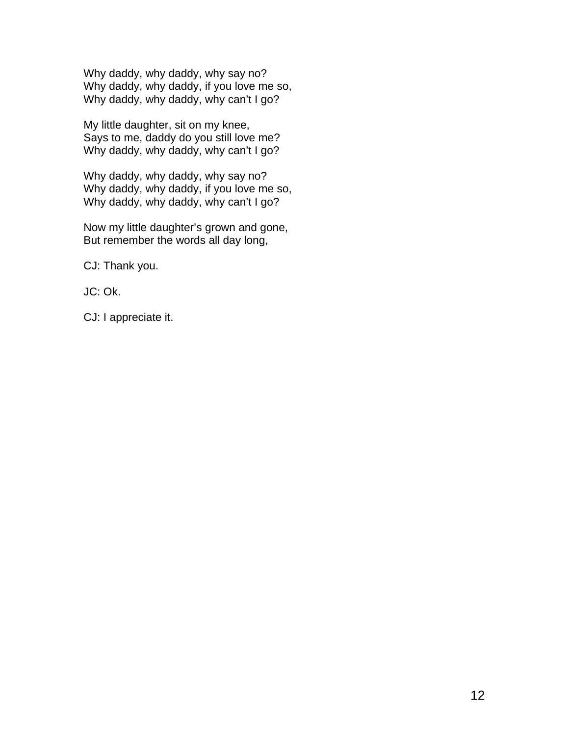Why daddy, why daddy, why say no?
Why daddy, why daddy, if you love me so,
Why daddy, why daddy, why can't I go?

My little daughter, sit on my knee,
Says to me, daddy do you still love me?
Why daddy, why daddy, why can't I go?

Why daddy, why daddy, why say no?
Why daddy, why daddy, if you love me so,
Why daddy, why daddy, why can't I go?

Now my little daughter's grown and gone,
But remember the words all day long,

CJ: Thank you.

JC: Ok.

CJ: I appreciate it.